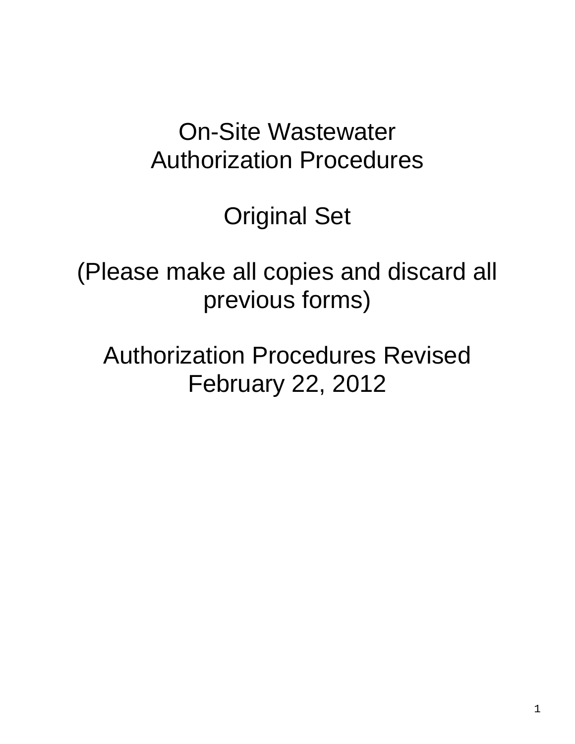# On-Site Wastewater Authorization Procedures

## Original Set

(Please make all copies and discard all previous forms)

Authorization Procedures Revised February 22, 2012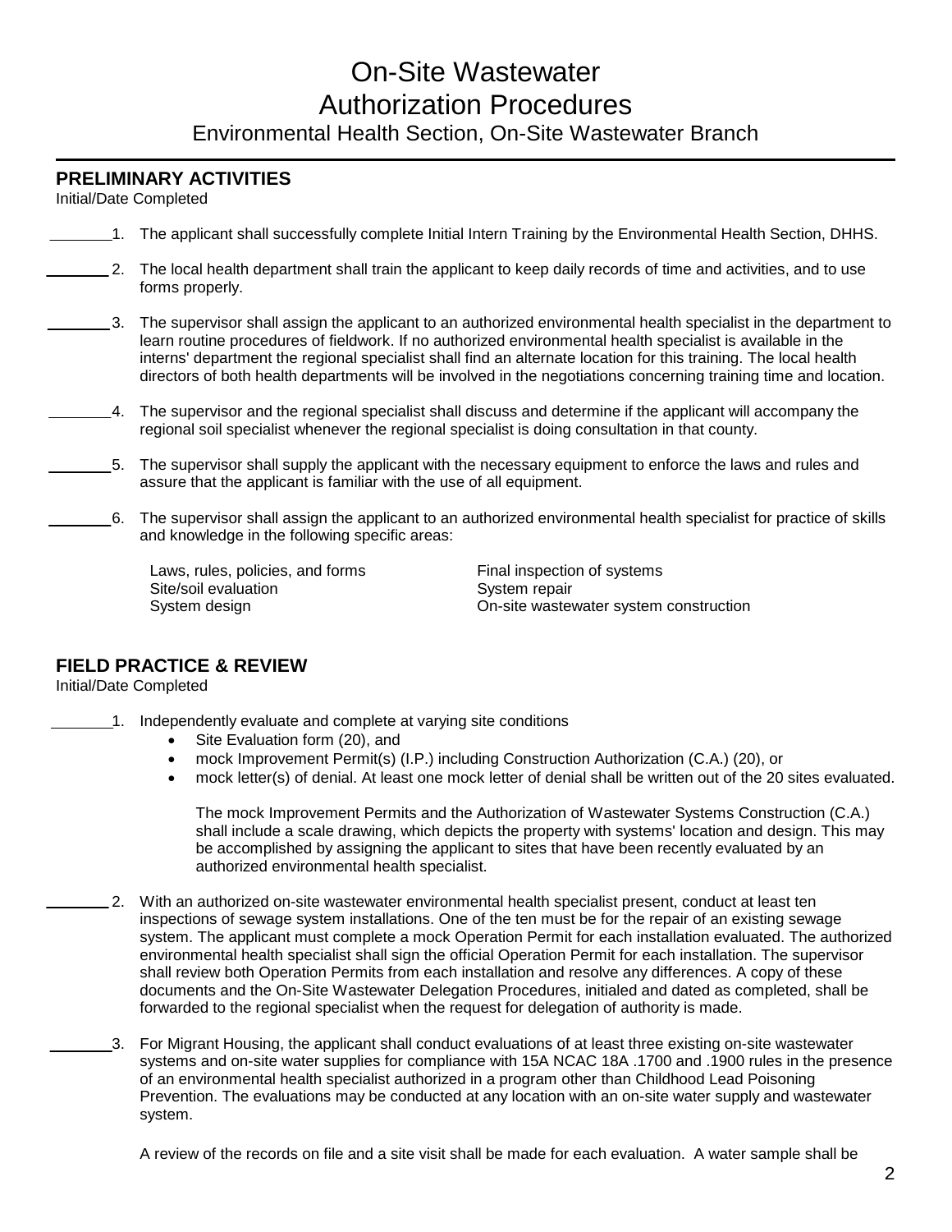# On-Site Wastewater Authorization Procedures

## Environmental Health Section, On-Site Wastewater Branch

### PRELIMINARY ACTIVITIES

Initial/Date Completed

_______ 1. The applicant shall successfully complete Initial Intern Training by the Environmental Health Section, DHHS.

_______ 2. The local health department shall train the applicant to keep daily records of time and activities, and to use forms properly.

_______ 3. The supervisor shall assign the applicant to an authorized environmental health specialist in the department to learn routine procedures of fieldwork. If no authorized environmental health specialist is available in the interns' department the regional specialist shall find an alternate location for this training. The local health directors of both health departments will be involved in the negotiations concerning training time and location.

_______ 4. The supervisor and the regional specialist shall discuss and determine if the applicant will accompany the regional soil specialist whenever the regional specialist is doing consultation in that county.

_______ 5. The supervisor shall supply the applicant with the necessary equipment to enforce the laws and rules and assure that the applicant is familiar with the use of all equipment.

_______ 6. The supervisor shall assign the applicant to an authorized environmental health specialist for practice of skills and knowledge in the following specific areas:

- Laws, rules, policies, and forms
- Site/soil evaluation
- System design
- Final inspection of systems
- System repair
- On-site wastewater system construction

### FIELD PRACTICE & REVIEW

Initial/Date Completed

_______ 1. Independently evaluate and complete at varying site conditions

- Site Evaluation form (20), and
- mock Improvement Permit(s) (I.P.) including Construction Authorization (C.A.) (20), or
- mock letter(s) of denial. At least one mock letter of denial shall be written out of the 20 sites evaluated.

The mock Improvement Permits and the Authorization of Wastewater Systems Construction (C.A.) shall include a scale drawing, which depicts the property with systems' location and design. This may be accomplished by assigning the applicant to sites that have been recently evaluated by an authorized environmental health specialist.

_______ 2. With an authorized on-site wastewater environmental health specialist present, conduct at least ten inspections of sewage system installations. One of the ten must be for the repair of an existing sewage system. The applicant must complete a mock Operation Permit for each installation evaluated. The authorized environmental health specialist shall sign the official Operation Permit for each installation. The supervisor shall review both Operation Permits from each installation and resolve any differences. A copy of these documents and the On-Site Wastewater Delegation Procedures, initialed and dated as completed, shall be forwarded to the regional specialist when the request for delegation of authority is made.

_______ 3. For Migrant Housing, the applicant shall conduct evaluations of at least three existing on-site wastewater systems and on-site water supplies for compliance with 15A NCAC 18A .1700 and .1900 rules in the presence of an environmental health specialist authorized in a program other than Childhood Lead Poisoning Prevention. The evaluations may be conducted at any location with an on-site water supply and wastewater system.

A review of the records on file and a site visit shall be made for each evaluation. A water sample shall be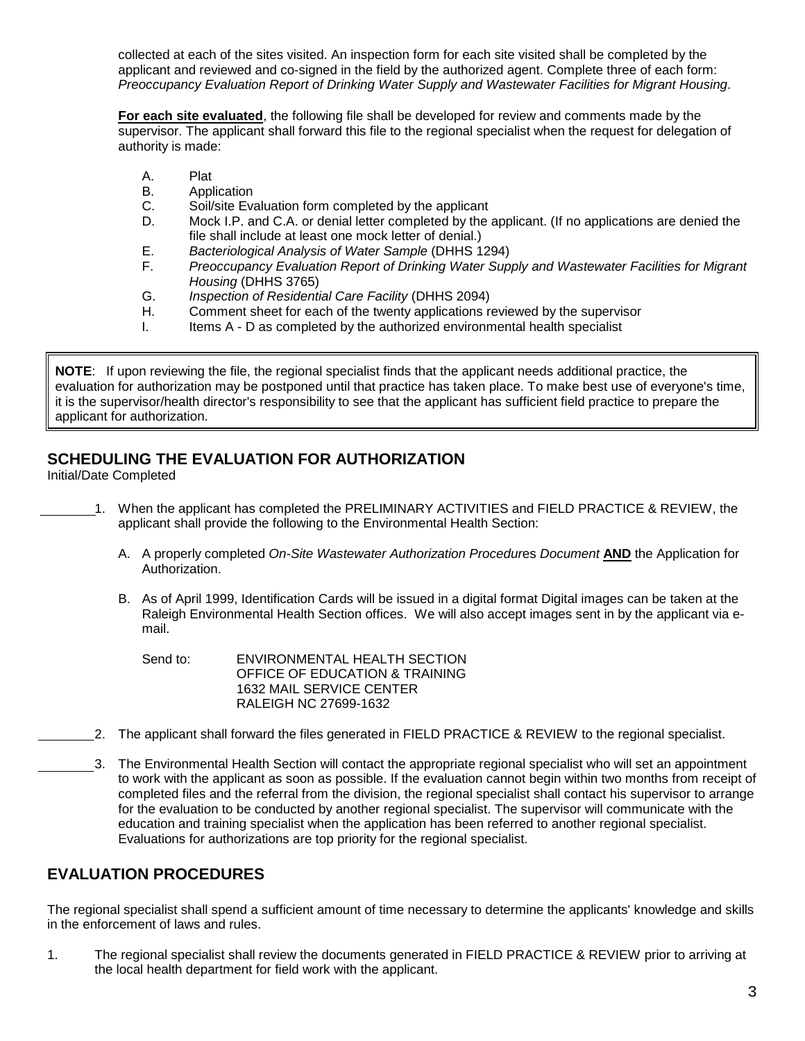collected at each of the sites visited. An inspection form for each site visited shall be completed by the applicant and reviewed and co-signed in the field by the authorized agent. Complete three of each form: *Preoccupancy Evaluation Report of Drinking Water Supply and Wastewater Facilities for Migrant Housing*.

**For each site evaluated**, the following file shall be developed for review and comments made by the supervisor. The applicant shall forward this file to the regional specialist when the request for delegation of authority is made:

A. Plat
B. Application
C. Soil/site Evaluation form completed by the applicant
D. Mock I.P. and C.A. or denial letter completed by the applicant. (If no applications are denied the file shall include at least one mock letter of denial.)
E. *Bacteriological Analysis of Water Sample* (DHHS 1294)
F. *Preoccupancy Evaluation Report of Drinking Water Supply and Wastewater Facilities for Migrant Housing* (DHHS 3765)
G. *Inspection of Residential Care Facility* (DHHS 2094)
H. Comment sheet for each of the twenty applications reviewed by the supervisor
I. Items A - D as completed by the authorized environmental health specialist

**NOTE**: If upon reviewing the file, the regional specialist finds that the applicant needs additional practice, the evaluation for authorization may be postponed until that practice has taken place. To make best use of everyone's time, it is the supervisor/health director's responsibility to see that the applicant has sufficient field practice to prepare the applicant for authorization.

## SCHEDULING THE EVALUATION FOR AUTHORIZATION

Initial/Date Completed

________1. When the applicant has completed the PRELIMINARY ACTIVITIES and FIELD PRACTICE & REVIEW, the applicant shall provide the following to the Environmental Health Section:

A. A properly completed *On-Site Wastewater Authorization Procedures Document* **AND** the Application for Authorization.

B. As of April 1999, Identification Cards will be issued in a digital format Digital images can be taken at the Raleigh Environmental Health Section offices. We will also accept images sent in by the applicant via e-mail.

Send to: ENVIRONMENTAL HEALTH SECTION
OFFICE OF EDUCATION & TRAINING
1632 MAIL SERVICE CENTER
RALEIGH NC 27699-1632

________2. The applicant shall forward the files generated in FIELD PRACTICE & REVIEW to the regional specialist.

________3. The Environmental Health Section will contact the appropriate regional specialist who will set an appointment to work with the applicant as soon as possible. If the evaluation cannot begin within two months from receipt of completed files and the referral from the division, the regional specialist shall contact his supervisor to arrange for the evaluation to be conducted by another regional specialist. The supervisor will communicate with the education and training specialist when the application has been referred to another regional specialist. Evaluations for authorizations are top priority for the regional specialist.

## EVALUATION PROCEDURES

The regional specialist shall spend a sufficient amount of time necessary to determine the applicants' knowledge and skills in the enforcement of laws and rules.

1. The regional specialist shall review the documents generated in FIELD PRACTICE & REVIEW prior to arriving at the local health department for field work with the applicant.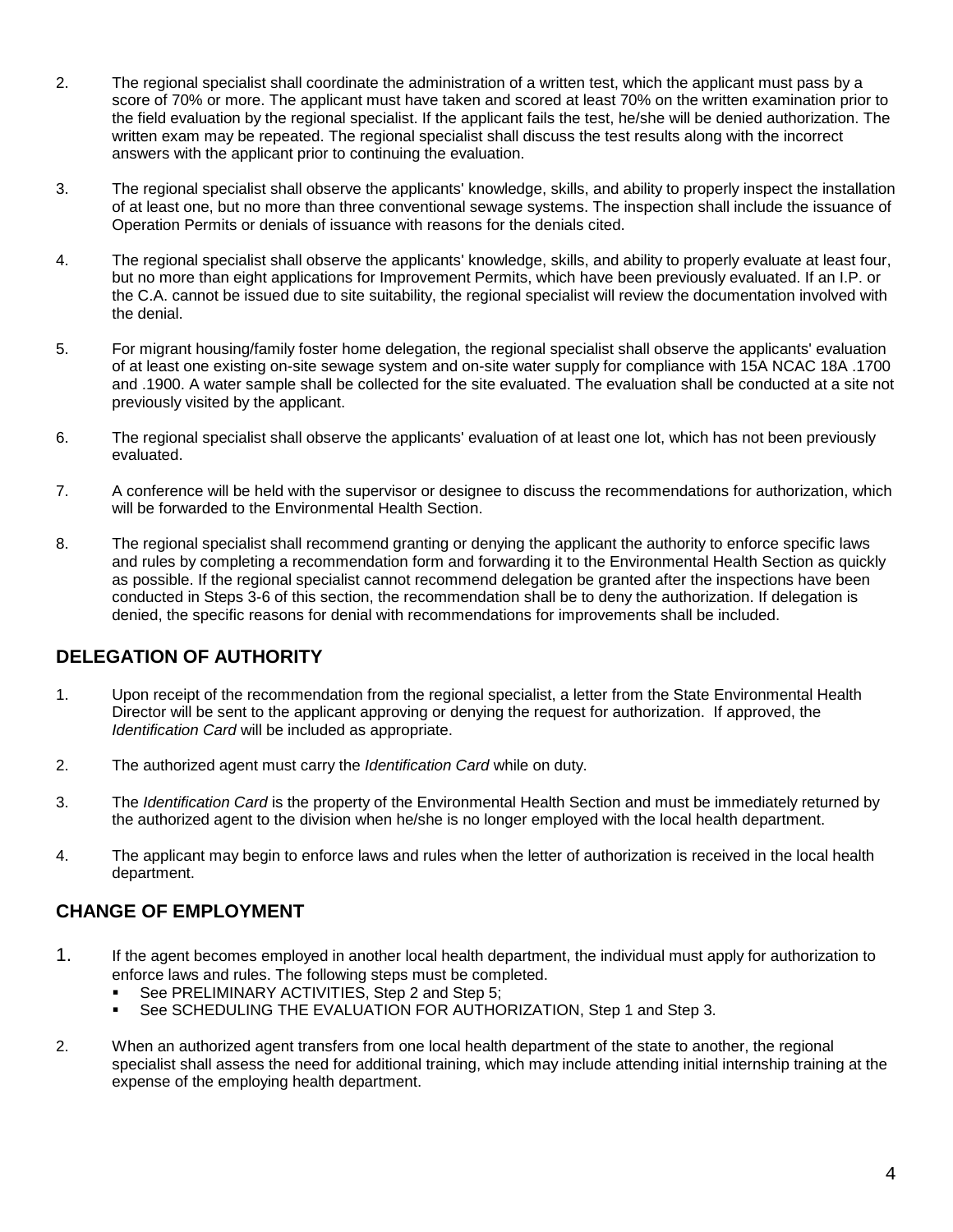2. The regional specialist shall coordinate the administration of a written test, which the applicant must pass by a score of 70% or more. The applicant must have taken and scored at least 70% on the written examination prior to the field evaluation by the regional specialist. If the applicant fails the test, he/she will be denied authorization. The written exam may be repeated. The regional specialist shall discuss the test results along with the incorrect answers with the applicant prior to continuing the evaluation.

3. The regional specialist shall observe the applicants' knowledge, skills, and ability to properly inspect the installation of at least one, but no more than three conventional sewage systems. The inspection shall include the issuance of Operation Permits or denials of issuance with reasons for the denials cited.

4. The regional specialist shall observe the applicants' knowledge, skills, and ability to properly evaluate at least four, but no more than eight applications for Improvement Permits, which have been previously evaluated. If an I.P. or the C.A. cannot be issued due to site suitability, the regional specialist will review the documentation involved with the denial.

5. For migrant housing/family foster home delegation, the regional specialist shall observe the applicants' evaluation of at least one existing on-site sewage system and on-site water supply for compliance with 15A NCAC 18A .1700 and .1900. A water sample shall be collected for the site evaluated. The evaluation shall be conducted at a site not previously visited by the applicant.

6. The regional specialist shall observe the applicants' evaluation of at least one lot, which has not been previously evaluated.

7. A conference will be held with the supervisor or designee to discuss the recommendations for authorization, which will be forwarded to the Environmental Health Section.

8. The regional specialist shall recommend granting or denying the applicant the authority to enforce specific laws and rules by completing a recommendation form and forwarding it to the Environmental Health Section as quickly as possible. If the regional specialist cannot recommend delegation be granted after the inspections have been conducted in Steps 3-6 of this section, the recommendation shall be to deny the authorization. If delegation is denied, the specific reasons for denial with recommendations for improvements shall be included.

## DELEGATION OF AUTHORITY

1. Upon receipt of the recommendation from the regional specialist, a letter from the State Environmental Health Director will be sent to the applicant approving or denying the request for authorization. If approved, the *Identification Card* will be included as appropriate.

2. The authorized agent must carry the *Identification Card* while on duty.

3. The *Identification Card* is the property of the Environmental Health Section and must be immediately returned by the authorized agent to the division when he/she is no longer employed with the local health department.

4. The applicant may begin to enforce laws and rules when the letter of authorization is received in the local health department.

## CHANGE OF EMPLOYMENT

1. If the agent becomes employed in another local health department, the individual must apply for authorization to enforce laws and rules. The following steps must be completed.
   - See PRELIMINARY ACTIVITIES, Step 2 and Step 5;
   - See SCHEDULING THE EVALUATION FOR AUTHORIZATION, Step 1 and Step 3.

2. When an authorized agent transfers from one local health department of the state to another, the regional specialist shall assess the need for additional training, which may include attending initial internship training at the expense of the employing health department.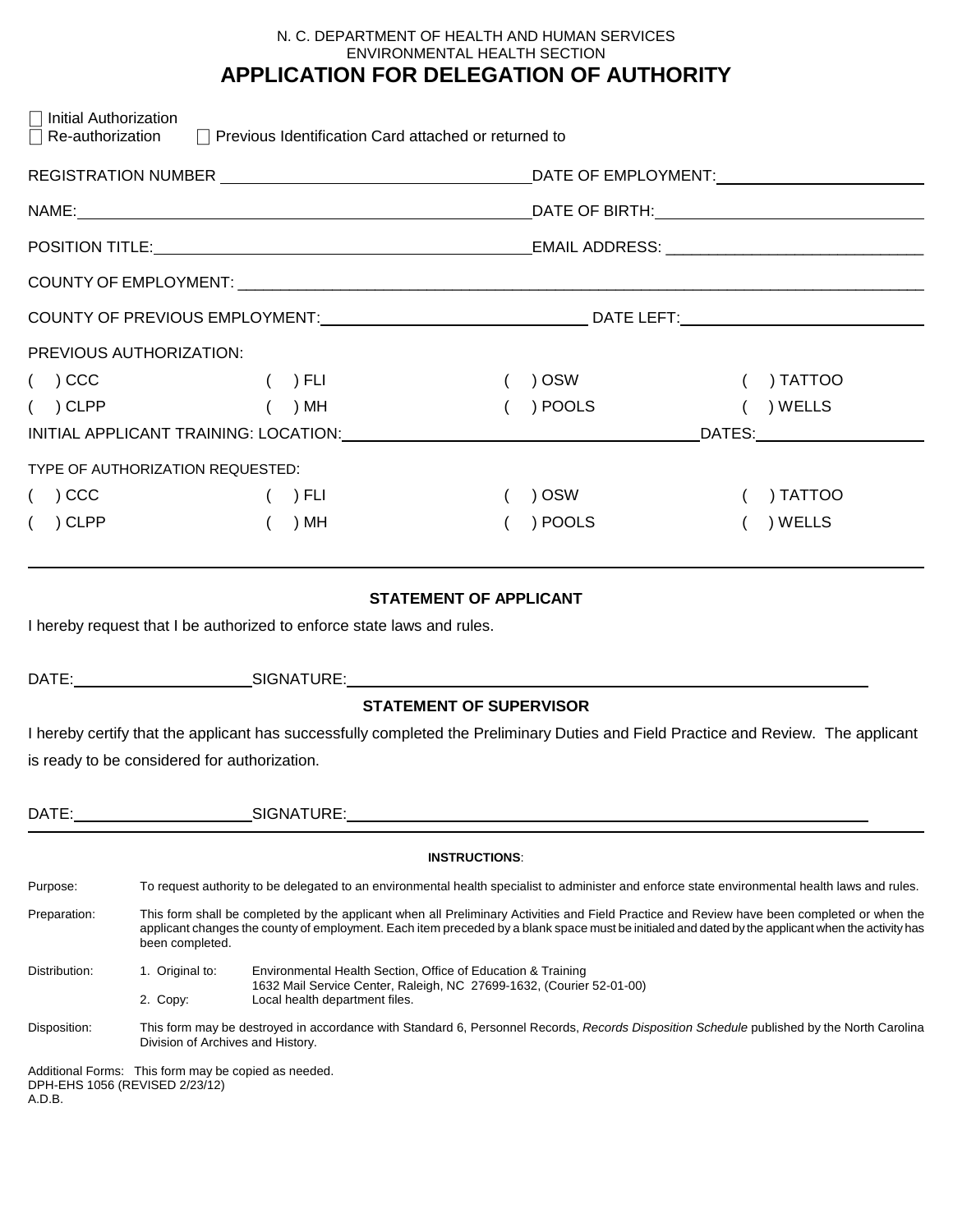N. C. DEPARTMENT OF HEALTH AND HUMAN SERVICES
ENVIRONMENTAL HEALTH SECTION

# APPLICATION FOR DELEGATION OF AUTHORITY

☐ Initial Authorization
☐ Re-authorization ☐ Previous Identification Card attached or returned to

REGISTRATION NUMBER ______________________ DATE OF EMPLOYMENT: ______________________

NAME: ______________________ DATE OF BIRTH: ______________________

POSITION TITLE: ______________________ EMAIL ADDRESS: ______________________

COUNTY OF EMPLOYMENT: ______________________

COUNTY OF PREVIOUS EMPLOYMENT: ______________________ DATE LEFT: ______________________

PREVIOUS AUTHORIZATION:

| | | | |
|---|---|---|---|
| ( ) CCC | ( ) FLI | ( ) OSW | ( ) TATTOO |
| ( ) CLPP | ( ) MH | ( ) POOLS | ( ) WELLS |

INITIAL APPLICANT TRAINING: LOCATION: ______________________ DATES: ______________________

TYPE OF AUTHORIZATION REQUESTED:

| | | | |
|---|---|---|---|
| ( ) CCC | ( ) FLI | ( ) OSW | ( ) TATTOO |
| ( ) CLPP | ( ) MH | ( ) POOLS | ( ) WELLS |

---

**STATEMENT OF APPLICANT**

I hereby request that I be authorized to enforce state laws and rules.

DATE: ______________________ SIGNATURE: ______________________

**STATEMENT OF SUPERVISOR**

I hereby certify that the applicant has successfully completed the Preliminary Duties and Field Practice and Review. The applicant is ready to be considered for authorization.

DATE: ______________________ SIGNATURE: ______________________

---

**INSTRUCTIONS**:

Purpose: To request authority to be delegated to an environmental health specialist to administer and enforce state environmental health laws and rules.

Preparation: This form shall be completed by the applicant when all Preliminary Activities and Field Practice and Review have been completed or when the applicant changes the county of employment. Each item preceded by a blank space must be initialed and dated by the applicant when the activity has been completed.

Distribution:
1. Original to: Environmental Health Section, Office of Education & Training, 1632 Mail Service Center, Raleigh, NC 27699-1632, (Courier 52-01-00)
2. Copy: Local health department files.

Disposition: This form may be destroyed in accordance with Standard 6, Personnel Records, *Records Disposition Schedule* published by the North Carolina Division of Archives and History.

Additional Forms: This form may be copied as needed.
DPH-EHS 1056 (REVISED 2/23/12)
A.D.B.